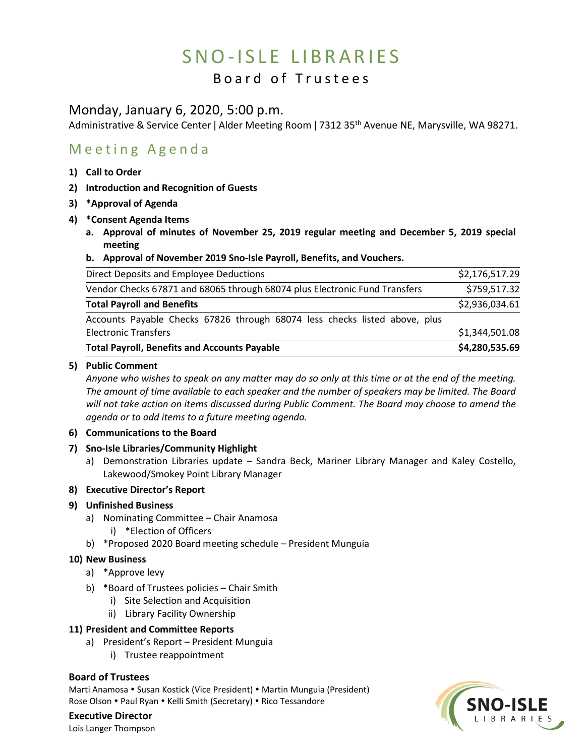# SNO-ISLE LIBRARIES

## Board of Trustees

### Monday, January 6, 2020, 5:00 p.m.

Administrative & Service Center | Alder Meeting Room | 7312 35th Avenue NE, Marysville, WA 98271.

## Meeting Agenda

1) **Call to Order**
2) **Introduction and Recognition of Guests**
3) **\*Approval of Agenda**
4) **\*Consent Agenda Items**
   a. **Approval of minutes of November 25, 2019 regular meeting and December 5, 2019 special meeting**
   b. **Approval of November 2019 Sno-Isle Payroll, Benefits, and Vouchers.**

| | |
|---|---|
| Direct Deposits and Employee Deductions | $2,176,517.29 |
| Vendor Checks 67871 and 68065 through 68074 plus Electronic Fund Transfers | $759,517.32 |
| **Total Payroll and Benefits** | $2,936,034.61 |
| Accounts Payable Checks 67826 through 68074 less checks listed above, plus Electronic Transfers | $1,344,501.08 |
| **Total Payroll, Benefits and Accounts Payable** | **$4,280,535.69** |

5) **Public Comment**
   *Anyone who wishes to speak on any matter may do so only at this time or at the end of the meeting. The amount of time available to each speaker and the number of speakers may be limited. The Board will not take action on items discussed during Public Comment. The Board may choose to amend the agenda or to add items to a future meeting agenda.*
6) **Communications to the Board**
7) **Sno-Isle Libraries/Community Highlight**
   a) Demonstration Libraries update – Sandra Beck, Mariner Library Manager and Kaley Costello, Lakewood/Smokey Point Library Manager
8) **Executive Director's Report**
9) **Unfinished Business**
   a) Nominating Committee – Chair Anamosa
      i) \*Election of Officers
   b) \*Proposed 2020 Board meeting schedule – President Munguia
10) **New Business**
    a) \*Approve levy
    b) \*Board of Trustees policies – Chair Smith
       i) Site Selection and Acquisition
       ii) Library Facility Ownership
11) **President and Committee Reports**
    a) President's Report – President Munguia
       i) Trustee reappointment

**Board of Trustees**

Marti Anamosa • Susan Kostick (Vice President) • Martin Munguia (President)
Rose Olson • Paul Ryan • Kelli Smith (Secretary) • Rico Tessandore

**Executive Director**

Lois Langer Thompson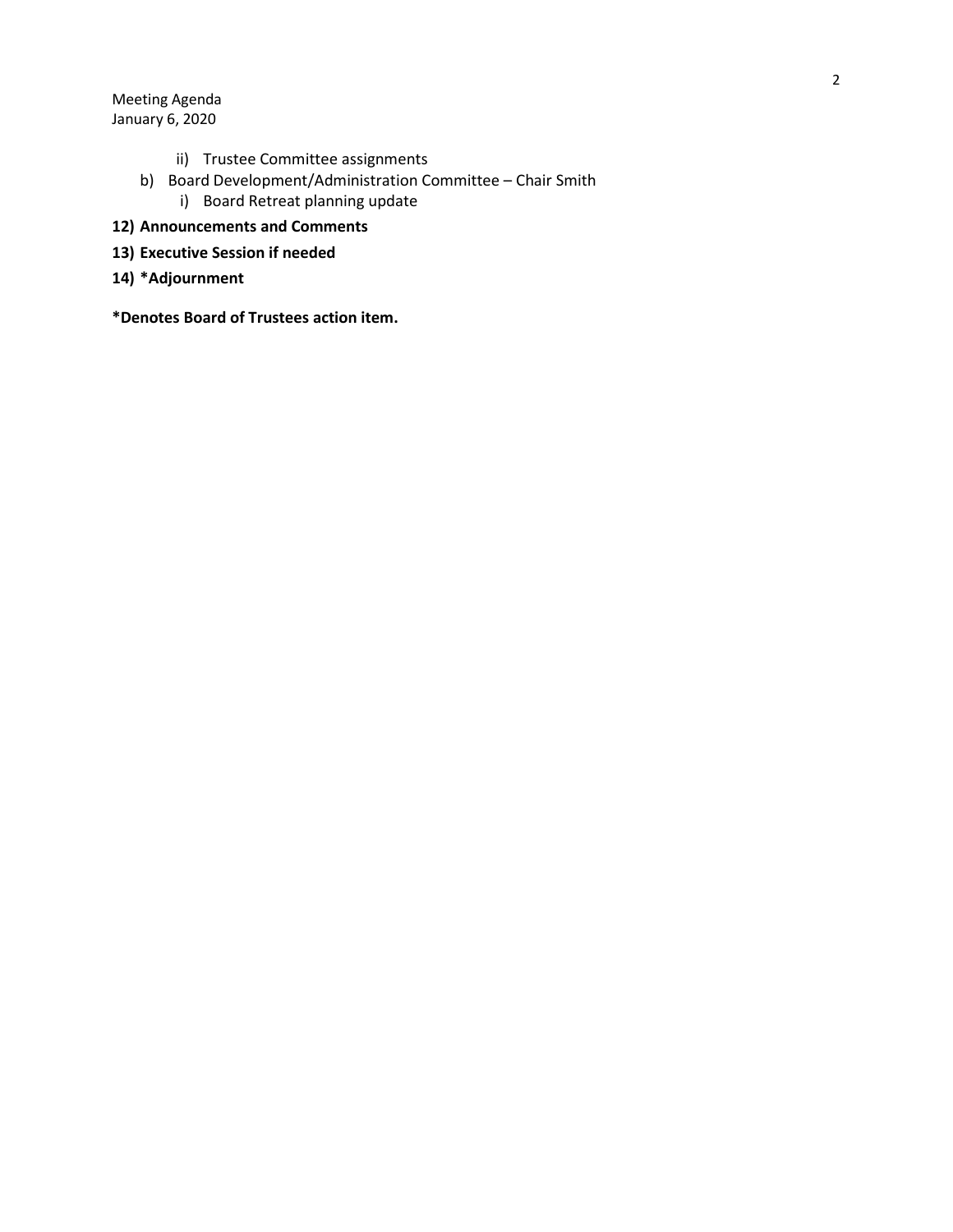ii) Trustee Committee assignments

b) Board Development/Administration Committee – Chair Smith

i) Board Retreat planning update

**12) Announcements and Comments**

**13) Executive Session if needed**

**14) *Adjournment**

***Denotes Board of Trustees action item.**